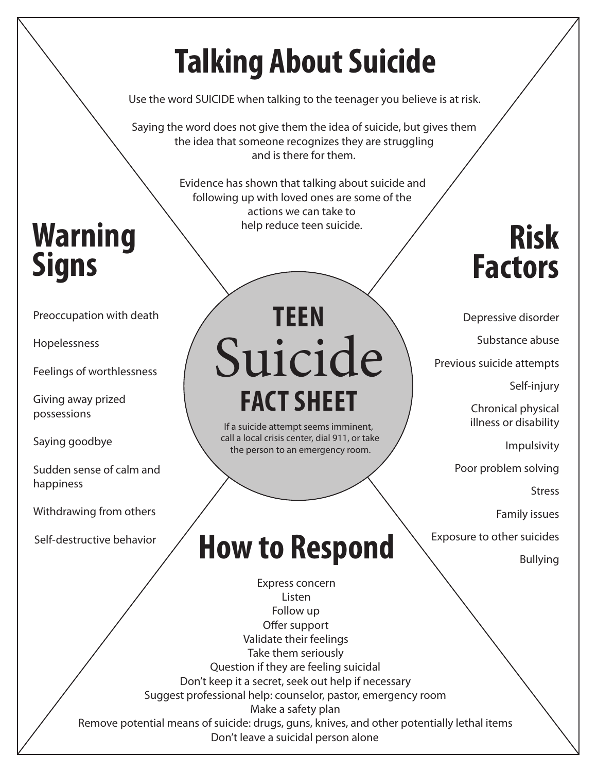# TEEN Suicide FACT SHEET

If a suicide attempt seems imminent, call a local crisis center, dial 911, or take the person to an emergency room.

## Talking About Suicide

Use the word SUICIDE when talking to the teenager you believe is at risk.

Saying the word does not give them the idea of suicide, but gives them the idea that someone recognizes they are struggling and is there for them.

Evidence has shown that talking about suicide and following up with loved ones are some of the actions we can take to help reduce teen suicide.

## Warning Signs

- Preoccupation with death
- Hopelessness
- Feelings of worthlessness
- Giving away prized possessions
- Saying goodbye
- Sudden sense of calm and happiness
- Withdrawing from others
- Self-destructive behavior

## Risk Factors

- Depressive disorder
- Substance abuse
- Previous suicide attempts
- Self-injury
- Chronical physical illness or disability
- Impulsivity
- Poor problem solving
- Stress
- Family issues
- Exposure to other suicides
- Bullying

## How to Respond

- Express concern
- Listen
- Follow up
- Offer support
- Validate their feelings
- Take them seriously
- Question if they are feeling suicidal
- Don't keep it a secret, seek out help if necessary
- Suggest professional help: counselor, pastor, emergency room
- Make a safety plan
- Remove potential means of suicide: drugs, guns, knives, and other potentially lethal items
- Don't leave a suicidal person alone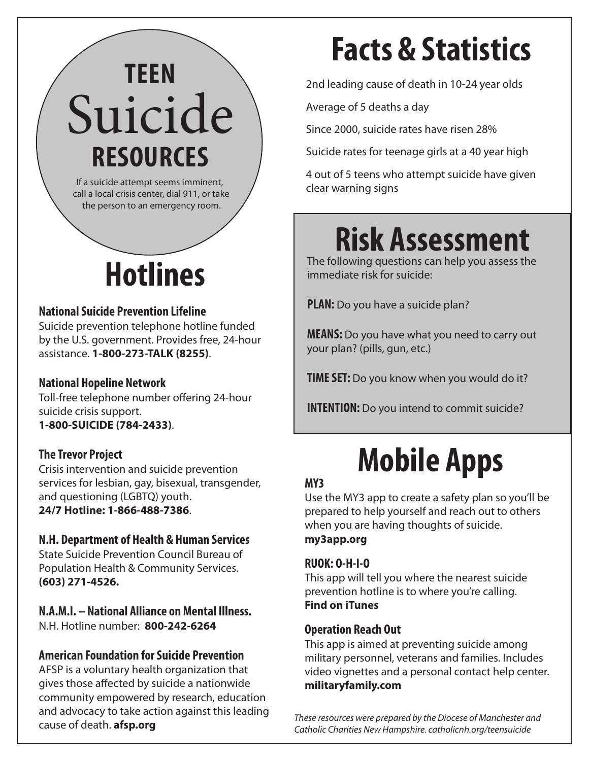# TEEN Suicide RESOURCES

If a suicide attempt seems imminent, call a local crisis center, dial 911, or take the person to an emergency room.

## Hotlines

### National Suicide Prevention Lifeline

Suicide prevention telephone hotline funded by the U.S. government. Provides free, 24-hour assistance. **1-800-273-TALK (8255)**.

### National Hopeline Network

Toll-free telephone number offering 24-hour suicide crisis support.
**1-800-SUICIDE (784-2433)**.

### The Trevor Project

Crisis intervention and suicide prevention services for lesbian, gay, bisexual, transgender, and questioning (LGBTQ) youth.
**24/7 Hotline: 1-866-488-7386**.

### N.H. Department of Health & Human Services

State Suicide Prevention Council Bureau of Population Health & Community Services.
**(603) 271-4526.**

### N.A.M.I. – National Alliance on Mental Illness.

N.H. Hotline number: **800-242-6264**

### American Foundation for Suicide Prevention

AFSP is a voluntary health organization that gives those affected by suicide a nationwide community empowered by research, education and advocacy to take action against this leading cause of death. **afsp.org**

## Facts & Statistics

2nd leading cause of death in 10-24 year olds

Average of 5 deaths a day

Since 2000, suicide rates have risen 28%

Suicide rates for teenage girls at a 40 year high

4 out of 5 teens who attempt suicide have given clear warning signs

## Risk Assessment

The following questions can help you assess the immediate risk for suicide:

**PLAN:** Do you have a suicide plan?

**MEANS:** Do you have what you need to carry out your plan? (pills, gun, etc.)

**TIME SET:** Do you know when you would do it?

**INTENTION:** Do you intend to commit suicide?

## Mobile Apps

### MY3

Use the MY3 app to create a safety plan so you'll be prepared to help yourself and reach out to others when you are having thoughts of suicide.
**my3app.org**

### RUOK: O-H-I-O

This app will tell you where the nearest suicide prevention hotline is to where you're calling.
**Find on iTunes**

### Operation Reach Out

This app is aimed at preventing suicide among military personnel, veterans and families. Includes video vignettes and a personal contact help center.
**militaryfamily.com**

*These resources were prepared by the Diocese of Manchester and Catholic Charities New Hampshire. catholicnh.org/teensuicide*